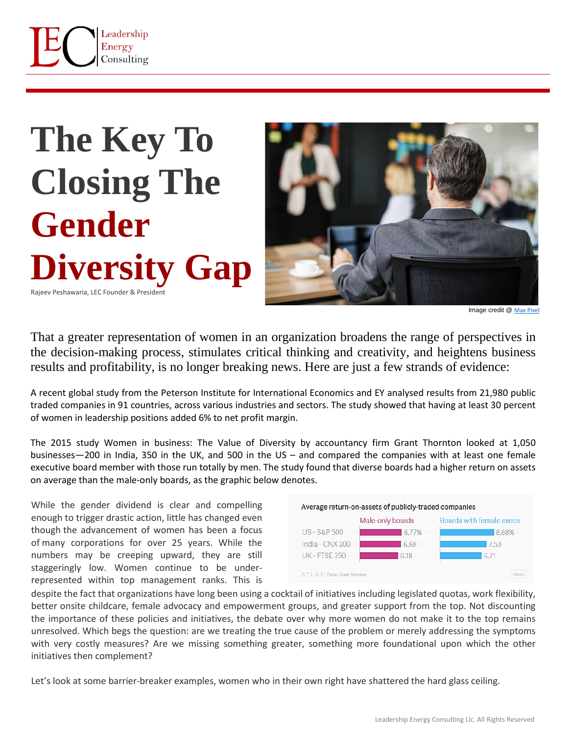# The Key To Closing The Gender Diversity Gap

Rajeev Peshawaria, LEC Founder & President

Image credit @ Max Pixel

That a greater representation of women in an organization broadens the range of perspectives in the decision-making process, stimulates critical thinking and creativity, and heightens business results and profitability, is no longer breaking news. Here are just a few strands of evidence:

A recent global study from the Peterson Institute for International Economics and EY analysed results from 21,980 public traded companies in 91 countries, across various industries and sectors. The study showed that having at least 30 percent of women in leadership positions added 6% to net profit margin.

The 2015 study Women in business: The Value of Diversity by accountancy firm Grant Thornton looked at 1,050 businesses—200 in India, 350 in the UK, and 500 in the US – and compared the companies with at least one female executive board member with those run totally by men. The study found that diverse boards had a higher return on assets on average than the male-only boards, as the graphic below denotes.

**Average return-on-assets of publicly-traded companies**

| | Male-only boards | Boards with female execs |
|---|---|---|
| US - S&P 500 | 6.77% | 8.68% |
| India - CNX 200 | 6.68 | 7.53 |
| UK - FTSE 350 | 6.18 | 6.71 |

ATLAS | Data: Grant Thornton

While the gender dividend is clear and compelling enough to trigger drastic action, little has changed even though the advancement of women has been a focus of many corporations for over 25 years. While the numbers may be creeping upward, they are still staggeringly low. Women continue to be under-represented within top management ranks. This is despite the fact that organizations have long been using a cocktail of initiatives including legislated quotas, work flexibility, better onsite childcare, female advocacy and empowerment groups, and greater support from the top. Not discounting the importance of these policies and initiatives, the debate over why more women do not make it to the top remains unresolved. Which begs the question: are we treating the true cause of the problem or merely addressing the symptoms with very costly measures? Are we missing something greater, something more foundational upon which the other initiatives then complement?

Let's look at some barrier-breaker examples, women who in their own right have shattered the hard glass ceiling.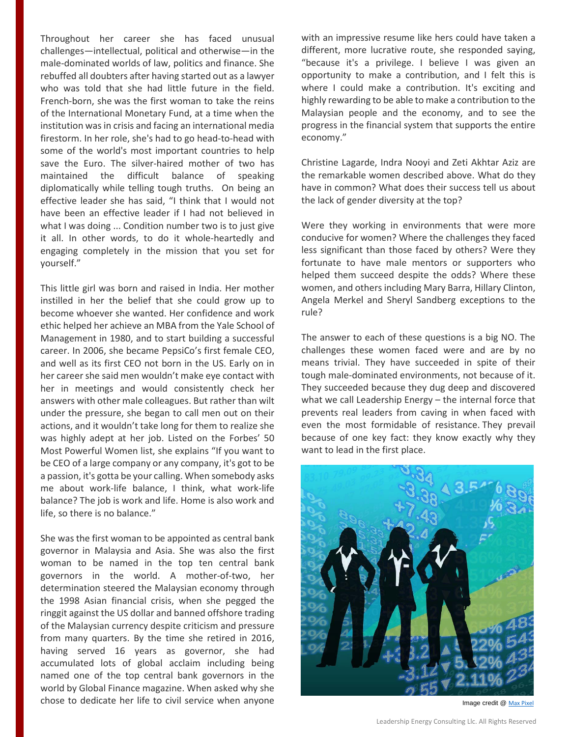Throughout her career she has faced unusual challenges—intellectual, political and otherwise—in the male-dominated worlds of law, politics and finance. She rebuffed all doubters after having started out as a lawyer who was told that she had little future in the field. French-born, she was the first woman to take the reins of the International Monetary Fund, at a time when the institution was in crisis and facing an international media firestorm. In her role, she's had to go head-to-head with some of the world's most important countries to help save the Euro. The silver-haired mother of two has maintained the difficult balance of speaking diplomatically while telling tough truths. On being an effective leader she has said, "I think that I would not have been an effective leader if I had not believed in what I was doing ... Condition number two is to just give it all. In other words, to do it whole-heartedly and engaging completely in the mission that you set for yourself."

This little girl was born and raised in India. Her mother instilled in her the belief that she could grow up to become whoever she wanted. Her confidence and work ethic helped her achieve an MBA from the Yale School of Management in 1980, and to start building a successful career. In 2006, she became PepsiCo's first female CEO, and well as its first CEO not born in the US. Early on in her career she said men wouldn't make eye contact with her in meetings and would consistently check her answers with other male colleagues. But rather than wilt under the pressure, she began to call men out on their actions, and it wouldn't take long for them to realize she was highly adept at her job. Listed on the Forbes' 50 Most Powerful Women list, she explains "If you want to be CEO of a large company or any company, it's got to be a passion, it's gotta be your calling. When somebody asks me about work-life balance, I think, what work-life balance? The job is work and life. Home is also work and life, so there is no balance."

She was the first woman to be appointed as central bank governor in Malaysia and Asia. She was also the first woman to be named in the top ten central bank governors in the world. A mother-of-two, her determination steered the Malaysian economy through the 1998 Asian financial crisis, when she pegged the ringgit against the US dollar and banned offshore trading of the Malaysian currency despite criticism and pressure from many quarters. By the time she retired in 2016, having served 16 years as governor, she had accumulated lots of global acclaim including being named one of the top central bank governors in the world by Global Finance magazine. When asked why she chose to dedicate her life to civil service when anyone with an impressive resume like hers could have taken a different, more lucrative route, she responded saying, "because it's a privilege. I believe I was given an opportunity to make a contribution, and I felt this is where I could make a contribution. It's exciting and highly rewarding to be able to make a contribution to the Malaysian people and the economy, and to see the progress in the financial system that supports the entire economy."

Christine Lagarde, Indra Nooyi and Zeti Akhtar Aziz are the remarkable women described above. What do they have in common? What does their success tell us about the lack of gender diversity at the top?

Were they working in environments that were more conducive for women? Where the challenges they faced less significant than those faced by others? Were they fortunate to have male mentors or supporters who helped them succeed despite the odds? Where these women, and others including Mary Barra, Hillary Clinton, Angela Merkel and Sheryl Sandberg exceptions to the rule?

The answer to each of these questions is a big NO. The challenges these women faced were and are by no means trivial. They have succeeded in spite of their tough male-dominated environments, not because of it. They succeeded because they dug deep and discovered what we call Leadership Energy – the internal force that prevents real leaders from caving in when faced with even the most formidable of resistance. They prevail because of one key fact: they know exactly why they want to lead in the first place.

Image credit @ Max Pixel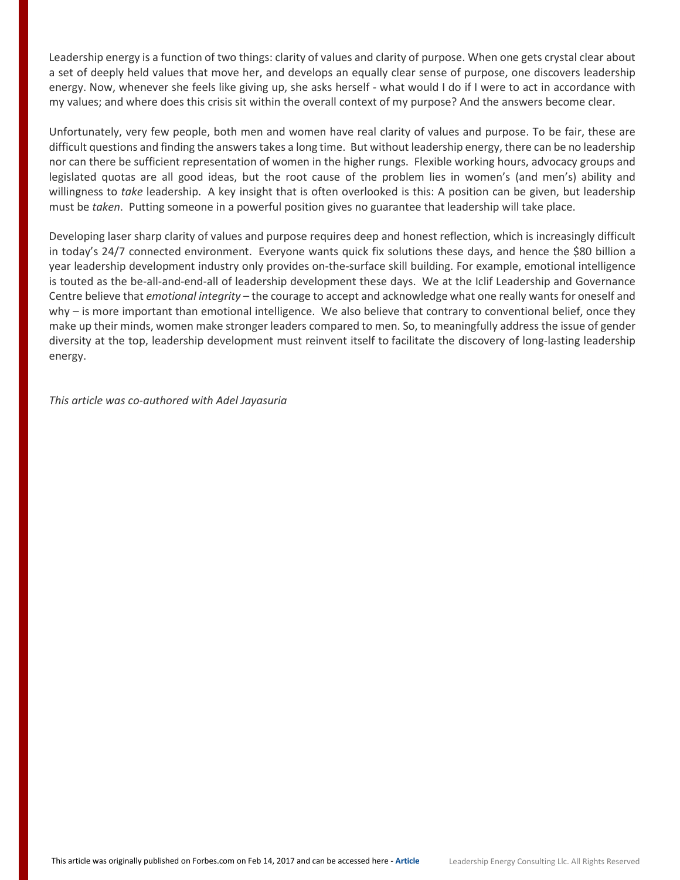Leadership energy is a function of two things: clarity of values and clarity of purpose. When one gets crystal clear about a set of deeply held values that move her, and develops an equally clear sense of purpose, one discovers leadership energy. Now, whenever she feels like giving up, she asks herself - what would I do if I were to act in accordance with my values; and where does this crisis sit within the overall context of my purpose? And the answers become clear.

Unfortunately, very few people, both men and women have real clarity of values and purpose. To be fair, these are difficult questions and finding the answers takes a long time. But without leadership energy, there can be no leadership nor can there be sufficient representation of women in the higher rungs. Flexible working hours, advocacy groups and legislated quotas are all good ideas, but the root cause of the problem lies in women's (and men's) ability and willingness to *take* leadership. A key insight that is often overlooked is this: A position can be given, but leadership must be *taken*. Putting someone in a powerful position gives no guarantee that leadership will take place.

Developing laser sharp clarity of values and purpose requires deep and honest reflection, which is increasingly difficult in today's 24/7 connected environment. Everyone wants quick fix solutions these days, and hence the $80 billion a year leadership development industry only provides on-the-surface skill building. For example, emotional intelligence is touted as the be-all-and-end-all of leadership development these days. We at the Iclif Leadership and Governance Centre believe that *emotional integrity* – the courage to accept and acknowledge what one really wants for oneself and why – is more important than emotional intelligence. We also believe that contrary to conventional belief, once they make up their minds, women make stronger leaders compared to men. So, to meaningfully address the issue of gender diversity at the top, leadership development must reinvent itself to facilitate the discovery of long-lasting leadership energy.

*This article was co-authored with Adel Jayasuria*

This article was originally published on Forbes.com on Feb 14, 2017 and can be accessed here - **Article**